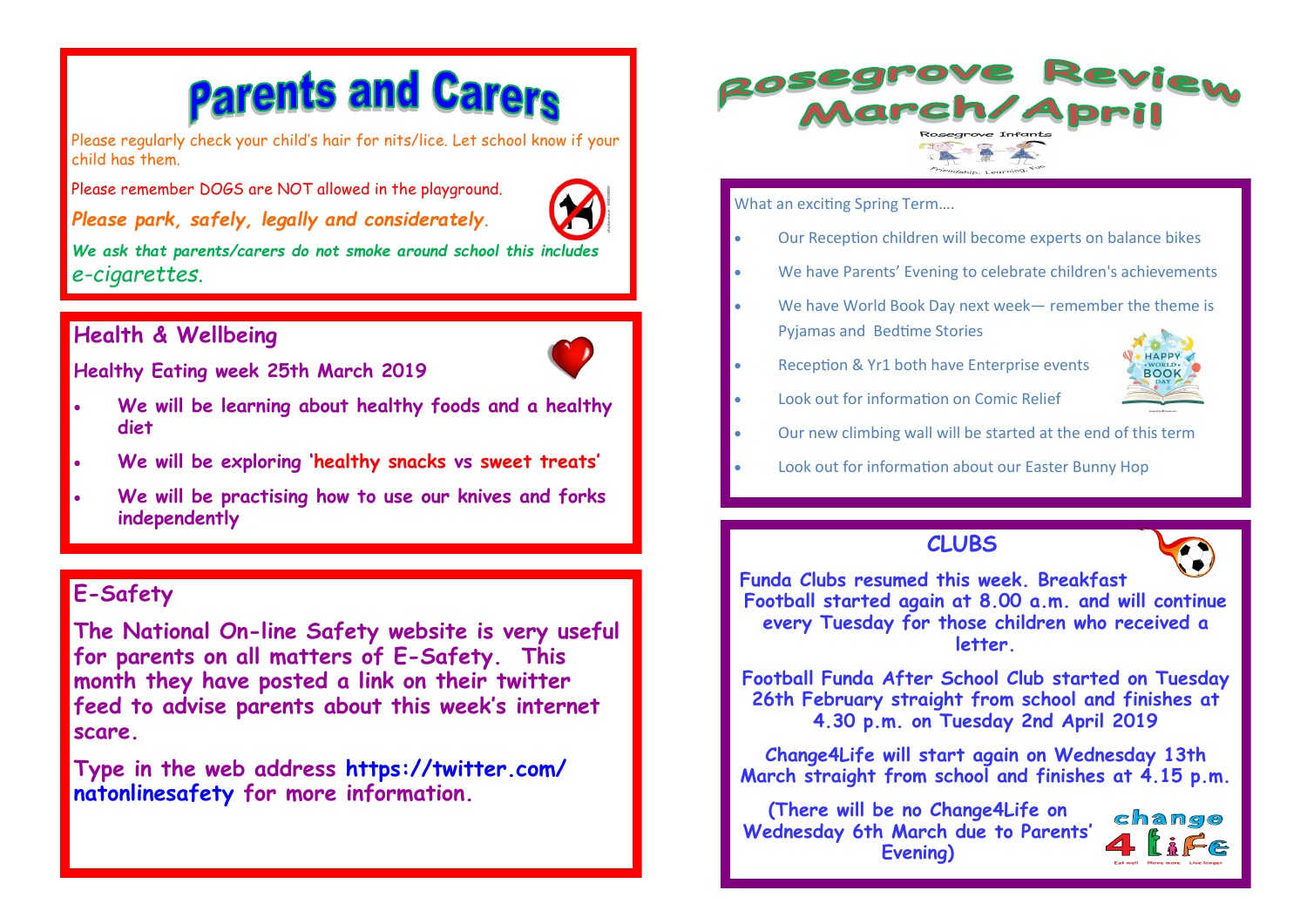# Parents and Carers

Please regularly check your child's hair for nits/lice. Let school know if your child has them.

Please remember DOGS are NOT allowed in the playground.

***Please park, safely, legally and considerately.***

***We ask that parents/carers do not smoke around school this includes e-cigarettes.***

## Health & Wellbeing

**Healthy Eating week 25th March 2019**

- **We will be learning about healthy foods and a healthy diet**
- **We will be exploring 'healthy snacks vs sweet treats'**
- **We will be practising how to use our knives and forks independently**

## E-Safety

**The National On-line Safety website is very useful for parents on all matters of E-Safety. This month they have posted a link on their twitter feed to advise parents about this week's internet scare.**

**Type in the web address https://twitter.com/natonlinesafety for more information.**

# Rosegrove Review March/April

Rosegrove Infants

Friendship. Learning. Fun

What an exciting Spring Term….

- Our Reception children will become experts on balance bikes
- We have Parents' Evening to celebrate children's achievements
- We have World Book Day next week— remember the theme is Pyjamas and Bedtime Stories
- Reception & Yr1 both have Enterprise events
- Look out for information on Comic Relief
- Our new climbing wall will be started at the end of this term
- Look out for information about our Easter Bunny Hop

## CLUBS

**Funda Clubs resumed this week. Breakfast Football started again at 8.00 a.m. and will continue every Tuesday for those children who received a letter.**

**Football Funda After School Club started on Tuesday 26th February straight from school and finishes at 4.30 p.m. on Tuesday 2nd April 2019**

**Change4Life will start again on Wednesday 13th March straight from school and finishes at 4.15 p.m.**

**(There will be no Change4Life on Wednesday 6th March due to Parents' Evening)**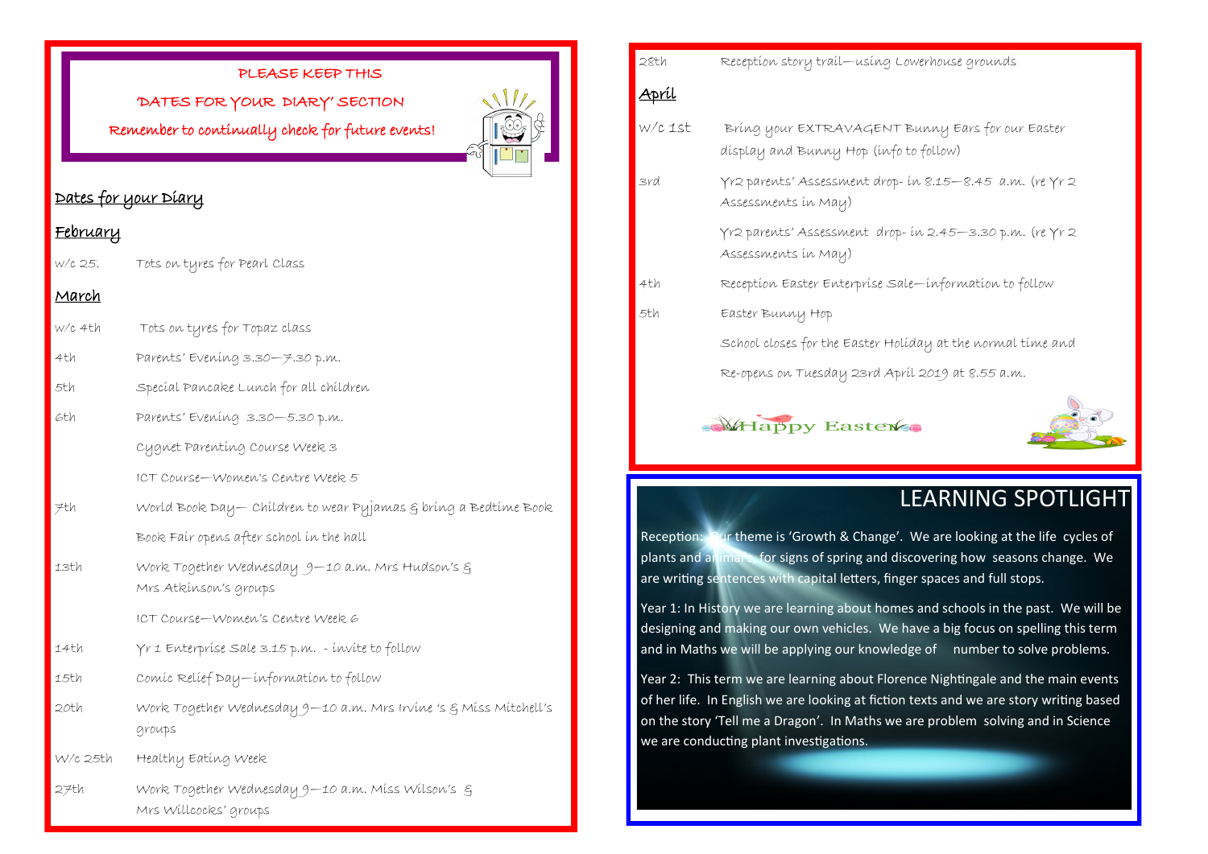PLEASE KEEP THIS

'DATES FOR YOUR DIARY' SECTION

Remember to continually check for future events!

## Dates for your Diary

### February

| | |
|---|---|
| w/c 25. | Tots on tyres for Pearl Class |

### March

| | |
|---|---|
| w/c 4th | Tots on tyres for Topaz class |
| 4th | Parents' Evening 3.30—7.30 p.m. |
| 5th | Special Pancake Lunch for all children |
| 6th | Parents' Evening 3.30—5.30 p.m. |
| | Cygnet Parenting Course Week 3 |
| | ICT Course—Women's Centre Week 5 |
| 7th | World Book Day— Children to wear Pyjamas & bring a Bedtime Book |
| | Book Fair opens after school in the hall |
| 13th | Work Together Wednesday 9—10 a.m. Mrs Hudson's & Mrs Atkinson's groups |
| | ICT Course—Women's Centre Week 6 |
| 14th | Yr 1 Enterprise Sale 3.15 p.m. - invite to follow |
| 15th | Comic Relief Day—information to follow |
| 20th | Work Together Wednesday 9—10 a.m. Mrs Irvine 's & Miss Mitchell's groups |
| W/c 25th | Healthy Eating Week |
| 27th | Work Together Wednesday 9—10 a.m. Miss Wilson's & Mrs Willcocks' groups |
| 28th | Reception story trail—using Lowerhouse grounds |

### April

| | |
|---|---|
| w/c 1st | Bring your EXTRAVAGENT Bunny Ears for our Easter display and Bunny Hop (info to follow) |
| 3rd | Yr2 parents' Assessment drop- in 8.15—8.45 a.m. (re Yr 2 Assessments in May) |
| | Yr2 parents' Assessment drop- in 2.45—3.30 p.m. (re Yr 2 Assessments in May) |
| 4th | Reception Easter Enterprise Sale—information to follow |
| 5th | Easter Bunny Hop |
| | School closes for the Easter Holiday at the normal time and |
| | Re-opens on Tuesday 23rd April 2019 at 8.55 a.m. |

Happy Easter

## LEARNING SPOTLIGHT

Reception: Our theme is 'Growth & Change'. We are looking at the life cycles of plants and animals, for signs of spring and discovering how seasons change. We are writing sentences with capital letters, finger spaces and full stops.

Year 1: In History we are learning about homes and schools in the past. We will be designing and making our own vehicles. We have a big focus on spelling this term and in Maths we will be applying our knowledge of number to solve problems.

Year 2: This term we are learning about Florence Nightingale and the main events of her life. In English we are looking at fiction texts and we are story writing based on the story 'Tell me a Dragon'. In Maths we are problem solving and in Science we are conducting plant investigations.